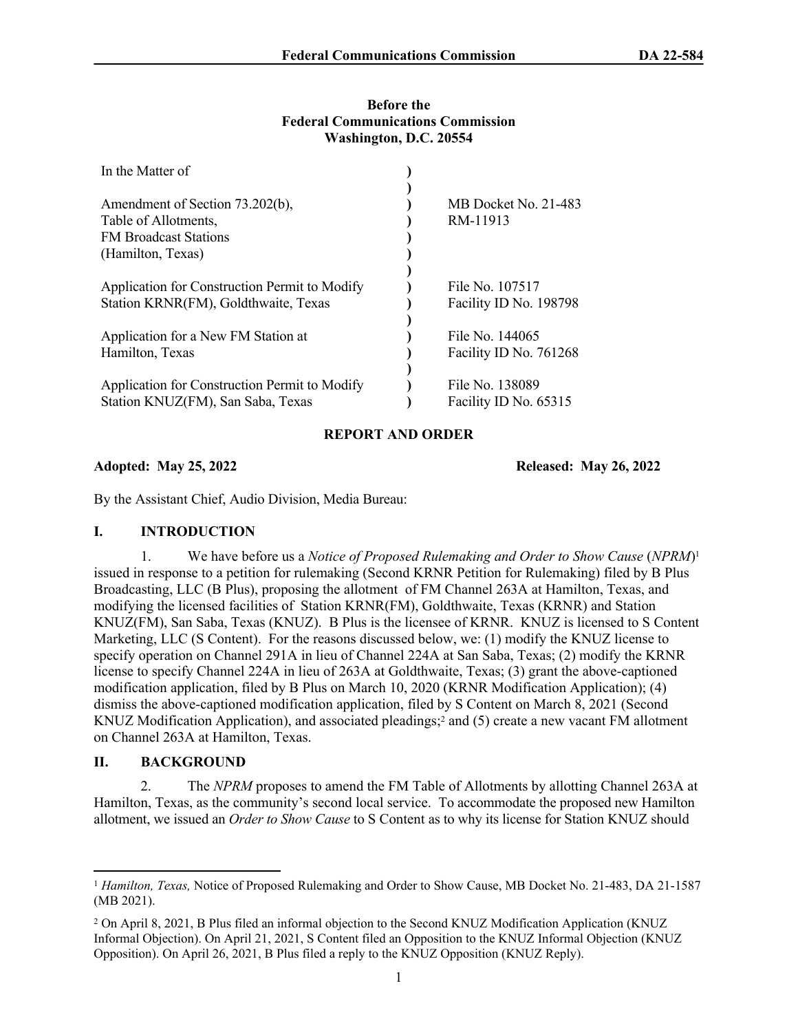**Before the**
**Federal Communications Commission**
**Washington, D.C. 20554**

| In the Matter of | | |
|---|---|---|
| Amendment of Section 73.202(b), Table of Allotments, FM Broadcast Stations (Hamilton, Texas) | ) | MB Docket No. 21-483 RM-11913 |
| Application for Construction Permit to Modify Station KRNR(FM), Goldthwaite, Texas | ) | File No. 107517 Facility ID No. 198798 |
| Application for a New FM Station at Hamilton, Texas | ) | File No. 144065 Facility ID No. 761268 |
| Application for Construction Permit to Modify Station KNUZ(FM), San Saba, Texas | ) | File No. 138089 Facility ID No. 65315 |

## REPORT AND ORDER

**Adopted: May 25, 2022** **Released: May 26, 2022**

By the Assistant Chief, Audio Division, Media Bureau:

## I. INTRODUCTION

1. We have before us a *Notice of Proposed Rulemaking and Order to Show Cause* (*NPRM*)[1] issued in response to a petition for rulemaking (Second KRNR Petition for Rulemaking) filed by B Plus Broadcasting, LLC (B Plus), proposing the allotment of FM Channel 263A at Hamilton, Texas, and modifying the licensed facilities of Station KRNR(FM), Goldthwaite, Texas (KRNR) and Station KNUZ(FM), San Saba, Texas (KNUZ). B Plus is the licensee of KRNR. KNUZ is licensed to S Content Marketing, LLC (S Content). For the reasons discussed below, we: (1) modify the KNUZ license to specify operation on Channel 291A in lieu of Channel 224A at San Saba, Texas; (2) modify the KRNR license to specify Channel 224A in lieu of 263A at Goldthwaite, Texas; (3) grant the above-captioned modification application, filed by B Plus on March 10, 2020 (KRNR Modification Application); (4) dismiss the above-captioned modification application, filed by S Content on March 8, 2021 (Second KNUZ Modification Application), and associated pleadings;[2] and (5) create a new vacant FM allotment on Channel 263A at Hamilton, Texas.

## II. BACKGROUND

2. The *NPRM* proposes to amend the FM Table of Allotments by allotting Channel 263A at Hamilton, Texas, as the community's second local service. To accommodate the proposed new Hamilton allotment, we issued an *Order to Show Cause* to S Content as to why its license for Station KNUZ should

---

[1] *Hamilton, Texas,* Notice of Proposed Rulemaking and Order to Show Cause, MB Docket No. 21-483, DA 21-1587 (MB 2021).

[2] On April 8, 2021, B Plus filed an informal objection to the Second KNUZ Modification Application (KNUZ Informal Objection). On April 21, 2021, S Content filed an Opposition to the KNUZ Informal Objection (KNUZ Opposition). On April 26, 2021, B Plus filed a reply to the KNUZ Opposition (KNUZ Reply).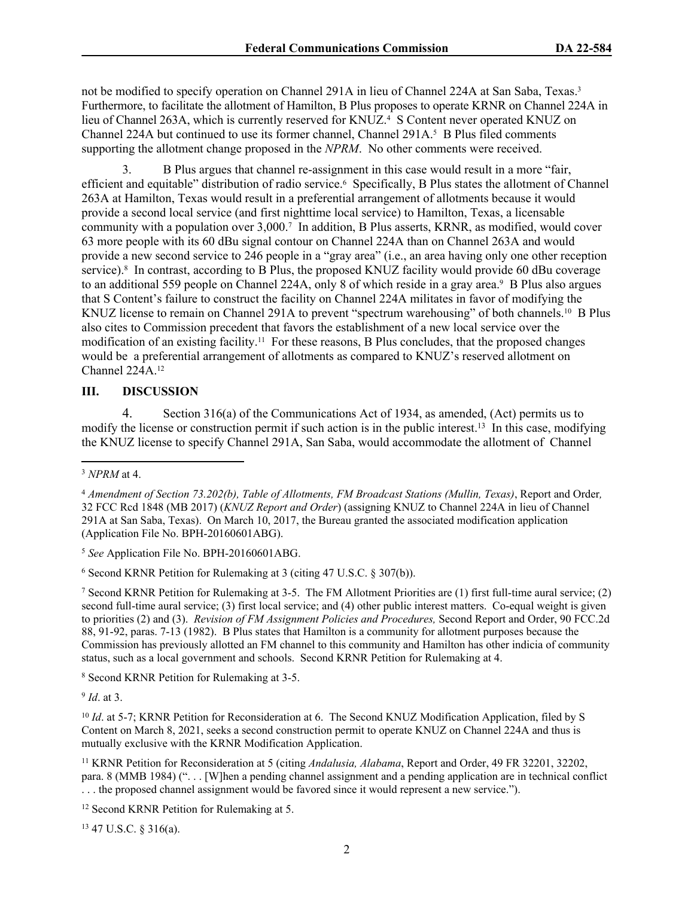not be modified to specify operation on Channel 291A in lieu of Channel 224A at San Saba, Texas.[3] Furthermore, to facilitate the allotment of Hamilton, B Plus proposes to operate KRNR on Channel 224A in lieu of Channel 263A, which is currently reserved for KNUZ.[4] S Content never operated KNUZ on Channel 224A but continued to use its former channel, Channel 291A.[5] B Plus filed comments supporting the allotment change proposed in the *NPRM*. No other comments were received.

3. B Plus argues that channel re-assignment in this case would result in a more "fair, efficient and equitable" distribution of radio service.[6] Specifically, B Plus states the allotment of Channel 263A at Hamilton, Texas would result in a preferential arrangement of allotments because it would provide a second local service (and first nighttime local service) to Hamilton, Texas, a licensable community with a population over 3,000.[7] In addition, B Plus asserts, KRNR, as modified, would cover 63 more people with its 60 dBu signal contour on Channel 224A than on Channel 263A and would provide a new second service to 246 people in a "gray area" (i.e., an area having only one other reception service).[8] In contrast, according to B Plus, the proposed KNUZ facility would provide 60 dBu coverage to an additional 559 people on Channel 224A, only 8 of which reside in a gray area.[9] B Plus also argues that S Content's failure to construct the facility on Channel 224A militates in favor of modifying the KNUZ license to remain on Channel 291A to prevent "spectrum warehousing" of both channels.[10] B Plus also cites to Commission precedent that favors the establishment of a new local service over the modification of an existing facility.[11] For these reasons, B Plus concludes, that the proposed changes would be a preferential arrangement of allotments as compared to KNUZ's reserved allotment on Channel 224A.[12]

## III. DISCUSSION

4. Section 316(a) of the Communications Act of 1934, as amended, (Act) permits us to modify the license or construction permit if such action is in the public interest.[13] In this case, modifying the KNUZ license to specify Channel 291A, San Saba, would accommodate the allotment of Channel

---

[3] *NPRM* at 4.

[4] *Amendment of Section 73.202(b), Table of Allotments, FM Broadcast Stations (Mullin, Texas)*, Report and Order, 32 FCC Rcd 1848 (MB 2017) (*KNUZ Report and Order*) (assigning KNUZ to Channel 224A in lieu of Channel 291A at San Saba, Texas). On March 10, 2017, the Bureau granted the associated modification application (Application File No. BPH-20160601ABG).

[5] *See* Application File No. BPH-20160601ABG.

[6] Second KRNR Petition for Rulemaking at 3 (citing 47 U.S.C. § 307(b)).

[7] Second KRNR Petition for Rulemaking at 3-5. The FM Allotment Priorities are (1) first full-time aural service; (2) second full-time aural service; (3) first local service; and (4) other public interest matters. Co-equal weight is given to priorities (2) and (3). *Revision of FM Assignment Policies and Procedures,* Second Report and Order, 90 FCC.2d 88, 91-92, paras. 7-13 (1982). B Plus states that Hamilton is a community for allotment purposes because the Commission has previously allotted an FM channel to this community and Hamilton has other indicia of community status, such as a local government and schools. Second KRNR Petition for Rulemaking at 4.

[8] Second KRNR Petition for Rulemaking at 3-5.

[9] *Id*. at 3.

[10] *Id*. at 5-7; KRNR Petition for Reconsideration at 6. The Second KNUZ Modification Application, filed by S Content on March 8, 2021, seeks a second construction permit to operate KNUZ on Channel 224A and thus is mutually exclusive with the KRNR Modification Application.

[11] KRNR Petition for Reconsideration at 5 (citing *Andalusia, Alabama*, Report and Order, 49 FR 32201, 32202, para. 8 (MMB 1984) (". . . [W]hen a pending channel assignment and a pending application are in technical conflict . . . the proposed channel assignment would be favored since it would represent a new service.").

[12] Second KRNR Petition for Rulemaking at 5.

[13] 47 U.S.C. § 316(a).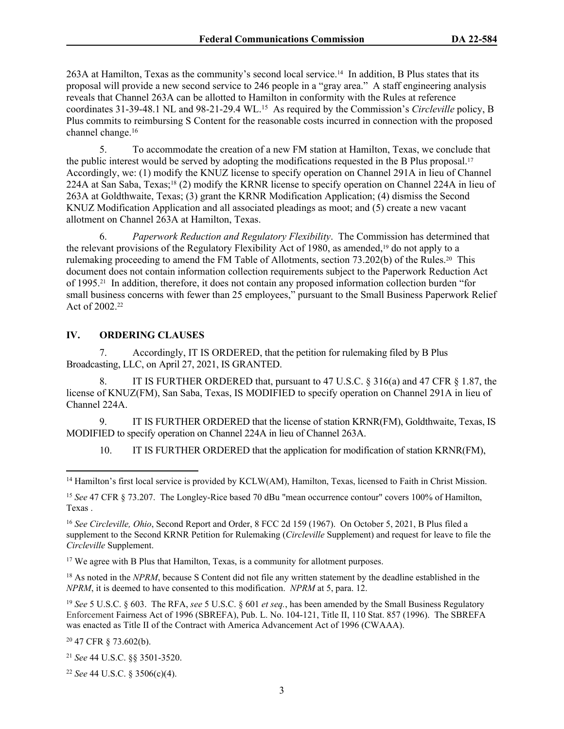263A at Hamilton, Texas as the community's second local service.[14] In addition, B Plus states that its proposal will provide a new second service to 246 people in a "gray area." A staff engineering analysis reveals that Channel 263A can be allotted to Hamilton in conformity with the Rules at reference coordinates 31-39-48.1 NL and 98-21-29.4 WL.[15] As required by the Commission's *Circleville* policy, B Plus commits to reimbursing S Content for the reasonable costs incurred in connection with the proposed channel change.[16]

5. To accommodate the creation of a new FM station at Hamilton, Texas, we conclude that the public interest would be served by adopting the modifications requested in the B Plus proposal.[17] Accordingly, we: (1) modify the KNUZ license to specify operation on Channel 291A in lieu of Channel 224A at San Saba, Texas;[18] (2) modify the KRNR license to specify operation on Channel 224A in lieu of 263A at Goldthwaite, Texas; (3) grant the KRNR Modification Application; (4) dismiss the Second KNUZ Modification Application and all associated pleadings as moot; and (5) create a new vacant allotment on Channel 263A at Hamilton, Texas.

6. *Paperwork Reduction and Regulatory Flexibility*. The Commission has determined that the relevant provisions of the Regulatory Flexibility Act of 1980, as amended,[19] do not apply to a rulemaking proceeding to amend the FM Table of Allotments, section 73.202(b) of the Rules.[20] This document does not contain information collection requirements subject to the Paperwork Reduction Act of 1995.[21] In addition, therefore, it does not contain any proposed information collection burden "for small business concerns with fewer than 25 employees," pursuant to the Small Business Paperwork Relief Act of 2002.[22]

## IV. ORDERING CLAUSES

7. Accordingly, IT IS ORDERED, that the petition for rulemaking filed by B Plus Broadcasting, LLC, on April 27, 2021, IS GRANTED.

8. IT IS FURTHER ORDERED that, pursuant to 47 U.S.C. § 316(a) and 47 CFR § 1.87, the license of KNUZ(FM), San Saba, Texas, IS MODIFIED to specify operation on Channel 291A in lieu of Channel 224A.

9. IT IS FURTHER ORDERED that the license of station KRNR(FM), Goldthwaite, Texas, IS MODIFIED to specify operation on Channel 224A in lieu of Channel 263A.

10. IT IS FURTHER ORDERED that the application for modification of station KRNR(FM),

---

[14] Hamilton's first local service is provided by KCLW(AM), Hamilton, Texas, licensed to Faith in Christ Mission.

[15] *See* 47 CFR § 73.207. The Longley-Rice based 70 dBu "mean occurrence contour" covers 100% of Hamilton, Texas .

[16] *See Circleville, Ohio*, Second Report and Order, 8 FCC 2d 159 (1967). On October 5, 2021, B Plus filed a supplement to the Second KRNR Petition for Rulemaking (*Circleville* Supplement) and request for leave to file the *Circleville* Supplement.

[17] We agree with B Plus that Hamilton, Texas, is a community for allotment purposes.

[18] As noted in the *NPRM*, because S Content did not file any written statement by the deadline established in the *NPRM*, it is deemed to have consented to this modification. *NPRM* at 5, para. 12.

[19] *See* 5 U.S.C. § 603. The RFA, *see* 5 U.S.C. § 601 *et seq.*, has been amended by the Small Business Regulatory Enforcement Fairness Act of 1996 (SBREFA), Pub. L. No. 104-121, Title II, 110 Stat. 857 (1996). The SBREFA was enacted as Title II of the Contract with America Advancement Act of 1996 (CWAAA).

[20] 47 CFR § 73.602(b).

[21] *See* 44 U.S.C. §§ 3501-3520.

[22] *See* 44 U.S.C. § 3506(c)(4).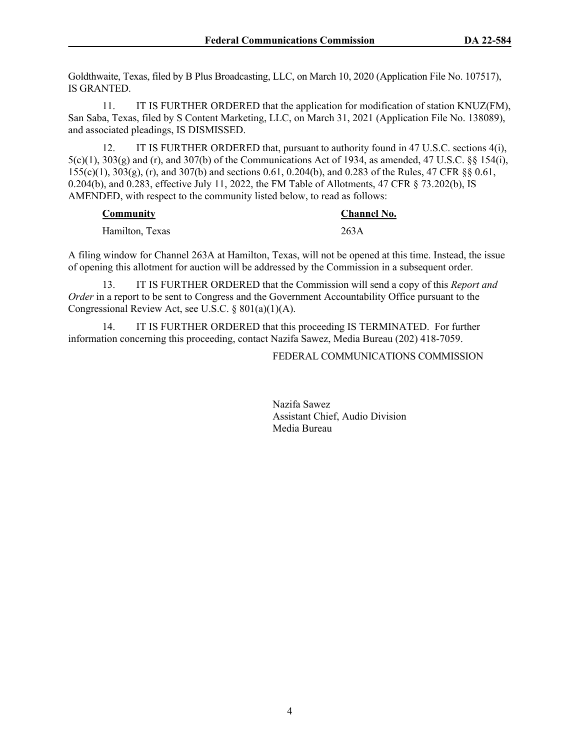Goldthwaite, Texas, filed by B Plus Broadcasting, LLC, on March 10, 2020 (Application File No. 107517), IS GRANTED.

11. IT IS FURTHER ORDERED that the application for modification of station KNUZ(FM), San Saba, Texas, filed by S Content Marketing, LLC, on March 31, 2021 (Application File No. 138089), and associated pleadings, IS DISMISSED.

12. IT IS FURTHER ORDERED that, pursuant to authority found in 47 U.S.C. sections 4(i), 5(c)(1), 303(g) and (r), and 307(b) of the Communications Act of 1934, as amended, 47 U.S.C. §§ 154(i), 155(c)(1), 303(g), (r), and 307(b) and sections 0.61, 0.204(b), and 0.283 of the Rules, 47 CFR §§ 0.61, 0.204(b), and 0.283, effective July 11, 2022, the FM Table of Allotments, 47 CFR § 73.202(b), IS AMENDED, with respect to the community listed below, to read as follows:

| **Community** | **Channel No.** |
|---|---|
| Hamilton, Texas | 263A |

A filing window for Channel 263A at Hamilton, Texas, will not be opened at this time. Instead, the issue of opening this allotment for auction will be addressed by the Commission in a subsequent order.

13. IT IS FURTHER ORDERED that the Commission will send a copy of this *Report and Order* in a report to be sent to Congress and the Government Accountability Office pursuant to the Congressional Review Act, see U.S.C. § 801(a)(1)(A).

14. IT IS FURTHER ORDERED that this proceeding IS TERMINATED. For further information concerning this proceeding, contact Nazifa Sawez, Media Bureau (202) 418-7059.

FEDERAL COMMUNICATIONS COMMISSION

Nazifa Sawez
Assistant Chief, Audio Division
Media Bureau